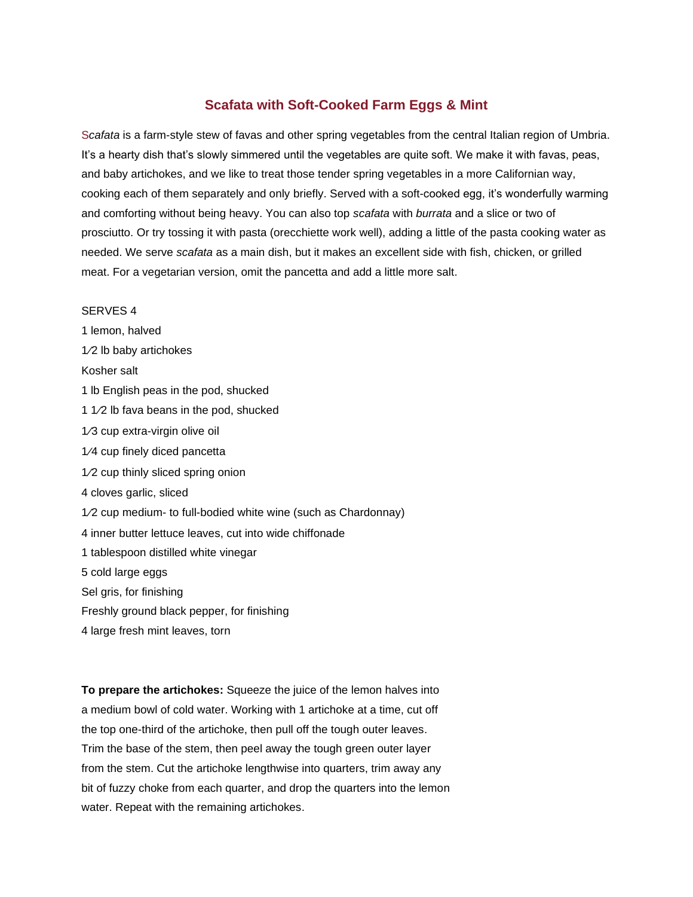# Scafata with Soft-Cooked Farm Eggs & Mint

*Scafata* is a farm-style stew of favas and other spring vegetables from the central Italian region of Umbria. It's a hearty dish that's slowly simmered until the vegetables are quite soft. We make it with favas, peas, and baby artichokes, and we like to treat those tender spring vegetables in a more Californian way, cooking each of them separately and only briefly. Served with a soft-cooked egg, it's wonderfully warming and comforting without being heavy. You can also top *scafata* with *burrata* and a slice or two of prosciutto. Or try tossing it with pasta (orecchiette work well), adding a little of the pasta cooking water as needed. We serve *scafata* as a main dish, but it makes an excellent side with fish, chicken, or grilled meat. For a vegetarian version, omit the pancetta and add a little more salt.

SERVES 4

1 lemon, halved

1⁄2 lb baby artichokes

Kosher salt

1 lb English peas in the pod, shucked

1 1⁄2 lb fava beans in the pod, shucked

1⁄3 cup extra-virgin olive oil

1⁄4 cup finely diced pancetta

1⁄2 cup thinly sliced spring onion

4 cloves garlic, sliced

1⁄2 cup medium- to full-bodied white wine (such as Chardonnay)

4 inner butter lettuce leaves, cut into wide chiffonade

1 tablespoon distilled white vinegar

5 cold large eggs

Sel gris, for finishing

Freshly ground black pepper, for finishing

4 large fresh mint leaves, torn

**To prepare the artichokes:** Squeeze the juice of the lemon halves into a medium bowl of cold water. Working with 1 artichoke at a time, cut off the top one-third of the artichoke, then pull off the tough outer leaves. Trim the base of the stem, then peel away the tough green outer layer from the stem. Cut the artichoke lengthwise into quarters, trim away any bit of fuzzy choke from each quarter, and drop the quarters into the lemon water. Repeat with the remaining artichokes.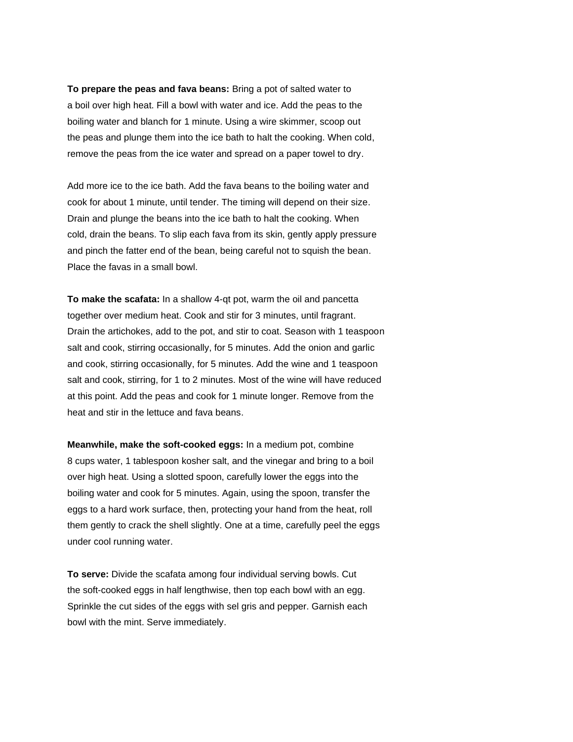**To prepare the peas and fava beans:** Bring a pot of salted water to a boil over high heat. Fill a bowl with water and ice. Add the peas to the boiling water and blanch for 1 minute. Using a wire skimmer, scoop out the peas and plunge them into the ice bath to halt the cooking. When cold, remove the peas from the ice water and spread on a paper towel to dry.

Add more ice to the ice bath. Add the fava beans to the boiling water and cook for about 1 minute, until tender. The timing will depend on their size. Drain and plunge the beans into the ice bath to halt the cooking. When cold, drain the beans. To slip each fava from its skin, gently apply pressure and pinch the fatter end of the bean, being careful not to squish the bean. Place the favas in a small bowl.

**To make the scafata:** In a shallow 4-qt pot, warm the oil and pancetta together over medium heat. Cook and stir for 3 minutes, until fragrant. Drain the artichokes, add to the pot, and stir to coat. Season with 1 teaspoon salt and cook, stirring occasionally, for 5 minutes. Add the onion and garlic and cook, stirring occasionally, for 5 minutes. Add the wine and 1 teaspoon salt and cook, stirring, for 1 to 2 minutes. Most of the wine will have reduced at this point. Add the peas and cook for 1 minute longer. Remove from the heat and stir in the lettuce and fava beans.

**Meanwhile, make the soft-cooked eggs:** In a medium pot, combine 8 cups water, 1 tablespoon kosher salt, and the vinegar and bring to a boil over high heat. Using a slotted spoon, carefully lower the eggs into the boiling water and cook for 5 minutes. Again, using the spoon, transfer the eggs to a hard work surface, then, protecting your hand from the heat, roll them gently to crack the shell slightly. One at a time, carefully peel the eggs under cool running water.

**To serve:** Divide the scafata among four individual serving bowls. Cut the soft-cooked eggs in half lengthwise, then top each bowl with an egg. Sprinkle the cut sides of the eggs with sel gris and pepper. Garnish each bowl with the mint. Serve immediately.